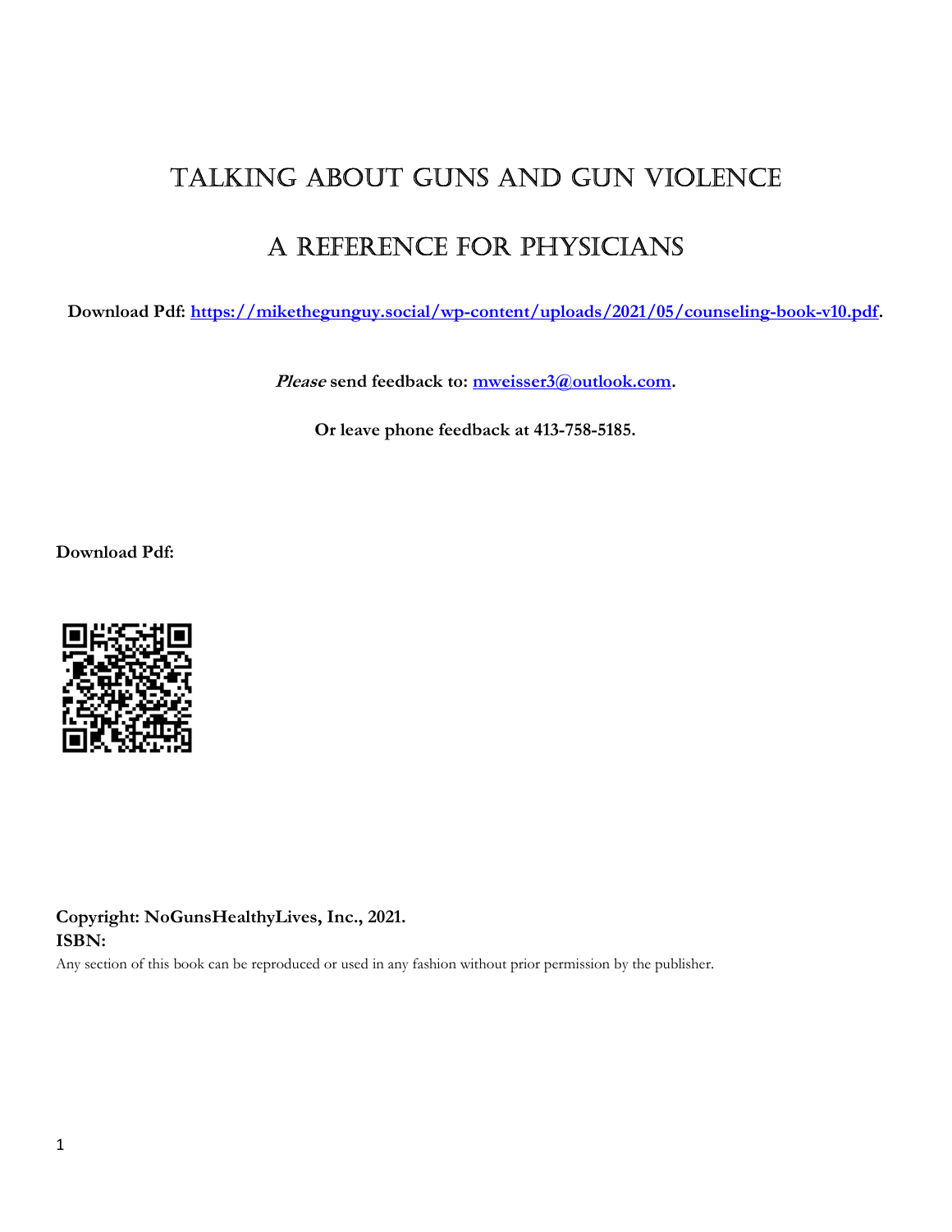# Talking About Guns and Gun Violence

# A Reference for Physicians

**Download Pdf: https://mikethegunguy.social/wp-content/uploads/2021/05/counseling-book-v10.pdf.**

***Please* send feedback to: mweisser3@outlook.com.**

**Or leave phone feedback at 413-758-5185.**

**Download Pdf:**

**Copyright: NoGunsHealthyLives, Inc., 2021.**
**ISBN:**
Any section of this book can be reproduced or used in any fashion without prior permission by the publisher.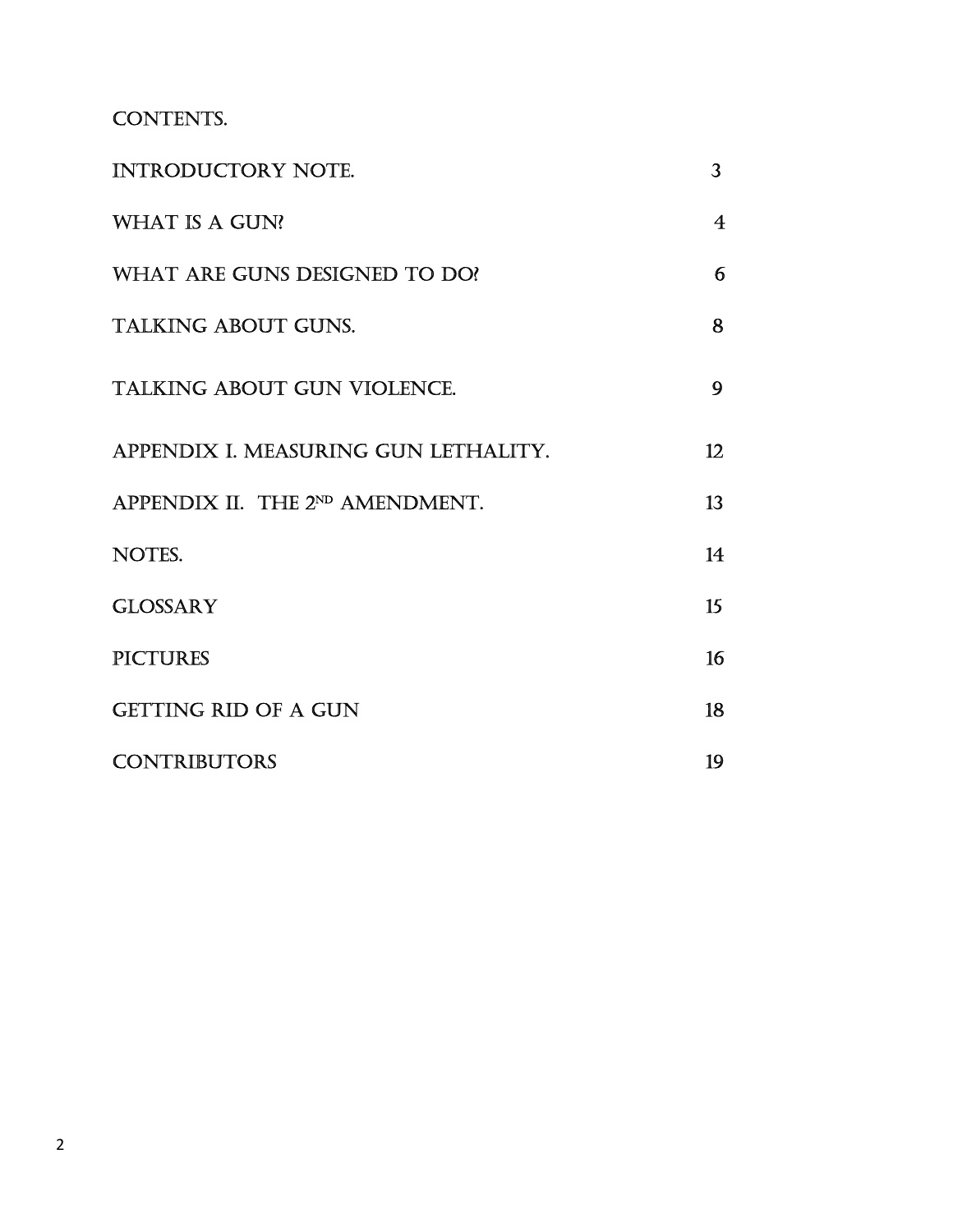# CONTENTS.

| | |
|---|---|
| INTRODUCTORY NOTE. | 3 |
| WHAT IS A GUN? | 4 |
| WHAT ARE GUNS DESIGNED TO DO? | 6 |
| TALKING ABOUT GUNS. | 8 |
| TALKING ABOUT GUN VIOLENCE. | 9 |
| APPENDIX I. MEASURING GUN LETHALITY. | 12 |
| APPENDIX II. THE 2ND AMENDMENT. | 13 |
| NOTES. | 14 |
| GLOSSARY | 15 |
| PICTURES | 16 |
| GETTING RID OF A GUN | 18 |
| CONTRIBUTORS | 19 |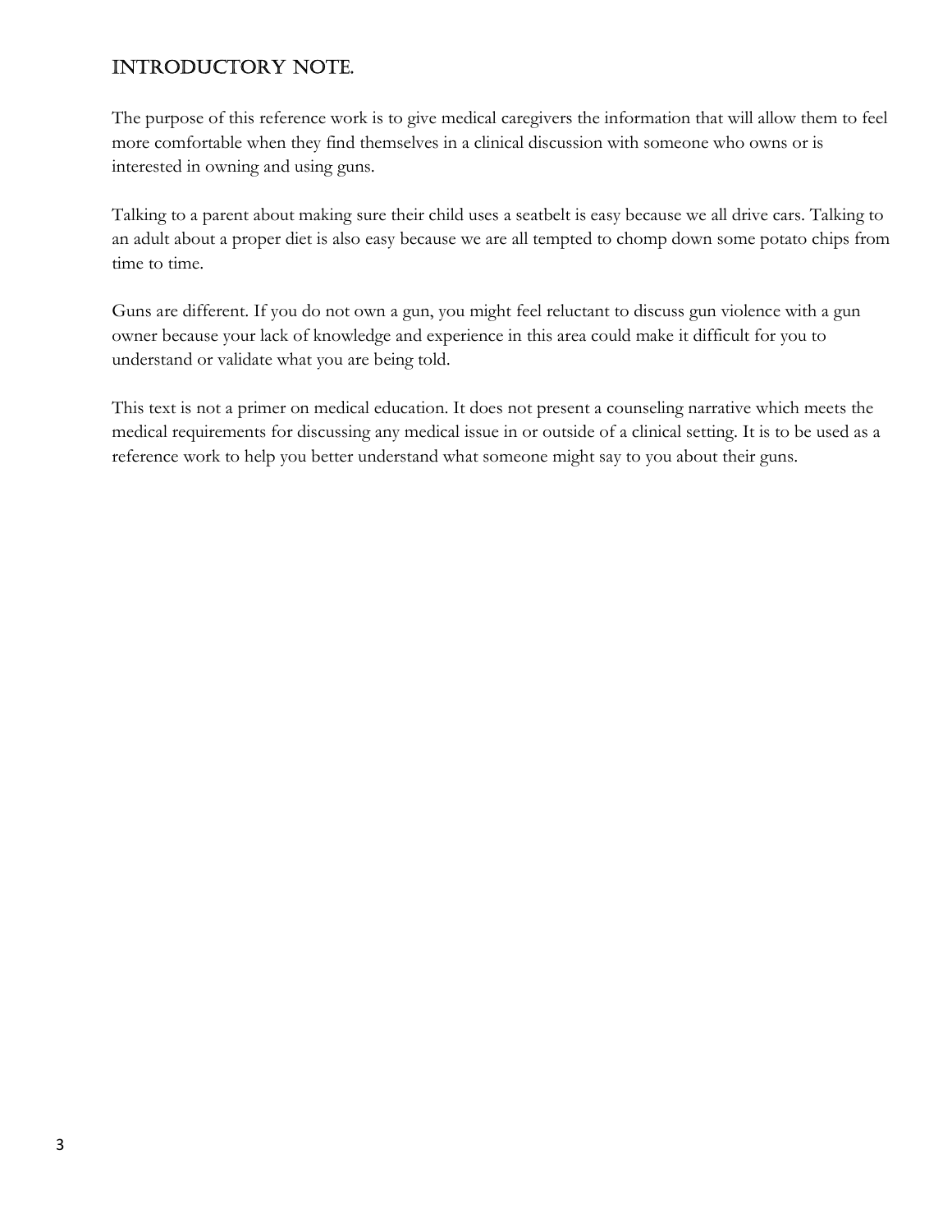## Introductory Note.

The purpose of this reference work is to give medical caregivers the information that will allow them to feel more comfortable when they find themselves in a clinical discussion with someone who owns or is interested in owning and using guns.

Talking to a parent about making sure their child uses a seatbelt is easy because we all drive cars. Talking to an adult about a proper diet is also easy because we are all tempted to chomp down some potato chips from time to time.

Guns are different. If you do not own a gun, you might feel reluctant to discuss gun violence with a gun owner because your lack of knowledge and experience in this area could make it difficult for you to understand or validate what you are being told.

This text is not a primer on medical education. It does not present a counseling narrative which meets the medical requirements for discussing any medical issue in or outside of a clinical setting. It is to be used as a reference work to help you better understand what someone might say to you about their guns.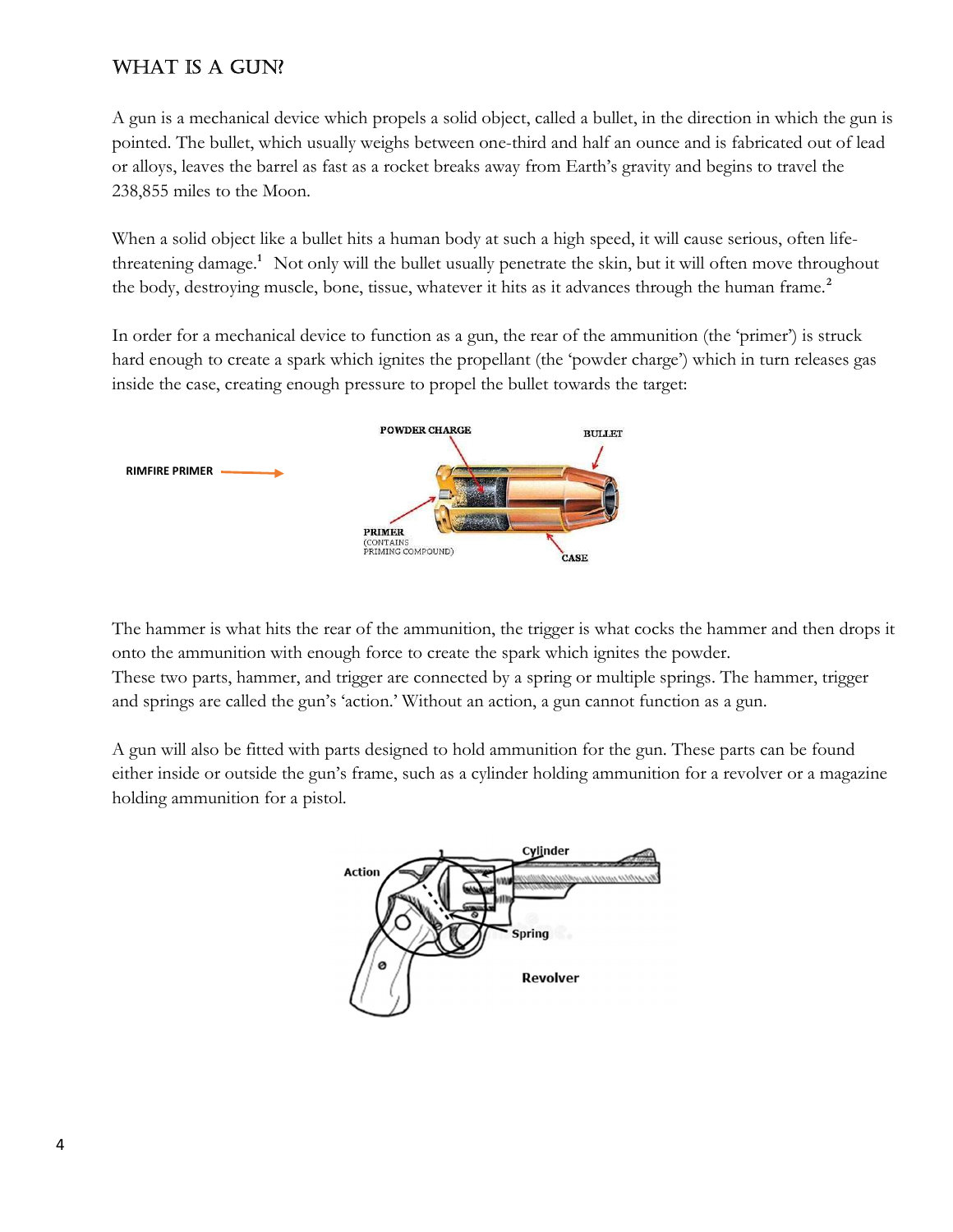## WHAT IS A GUN?

A gun is a mechanical device which propels a solid object, called a bullet, in the direction in which the gun is pointed. The bullet, which usually weighs between one-third and half an ounce and is fabricated out of lead or alloys, leaves the barrel as fast as a rocket breaks away from Earth's gravity and begins to travel the 238,855 miles to the Moon.

When a solid object like a bullet hits a human body at such a high speed, it will cause serious, often life-threatening damage.[1] Not only will the bullet usually penetrate the skin, but it will often move throughout the body, destroying muscle, bone, tissue, whatever it hits as it advances through the human frame.[2]

In order for a mechanical device to function as a gun, the rear of the ammunition (the 'primer') is struck hard enough to create a spark which ignites the propellant (the 'powder charge') which in turn releases gas inside the case, creating enough pressure to propel the bullet towards the target:

RIMFIRE PRIMER

POWDER CHARGE

BULLET

PRIMER (CONTAINS PRIMING COMPOUND)

CASE

The hammer is what hits the rear of the ammunition, the trigger is what cocks the hammer and then drops it onto the ammunition with enough force to create the spark which ignites the powder.
These two parts, hammer, and trigger are connected by a spring or multiple springs. The hammer, trigger and springs are called the gun's 'action.' Without an action, a gun cannot function as a gun.

A gun will also be fitted with parts designed to hold ammunition for the gun. These parts can be found either inside or outside the gun's frame, such as a cylinder holding ammunition for a revolver or a magazine holding ammunition for a pistol.

Action

Cylinder

Spring

Revolver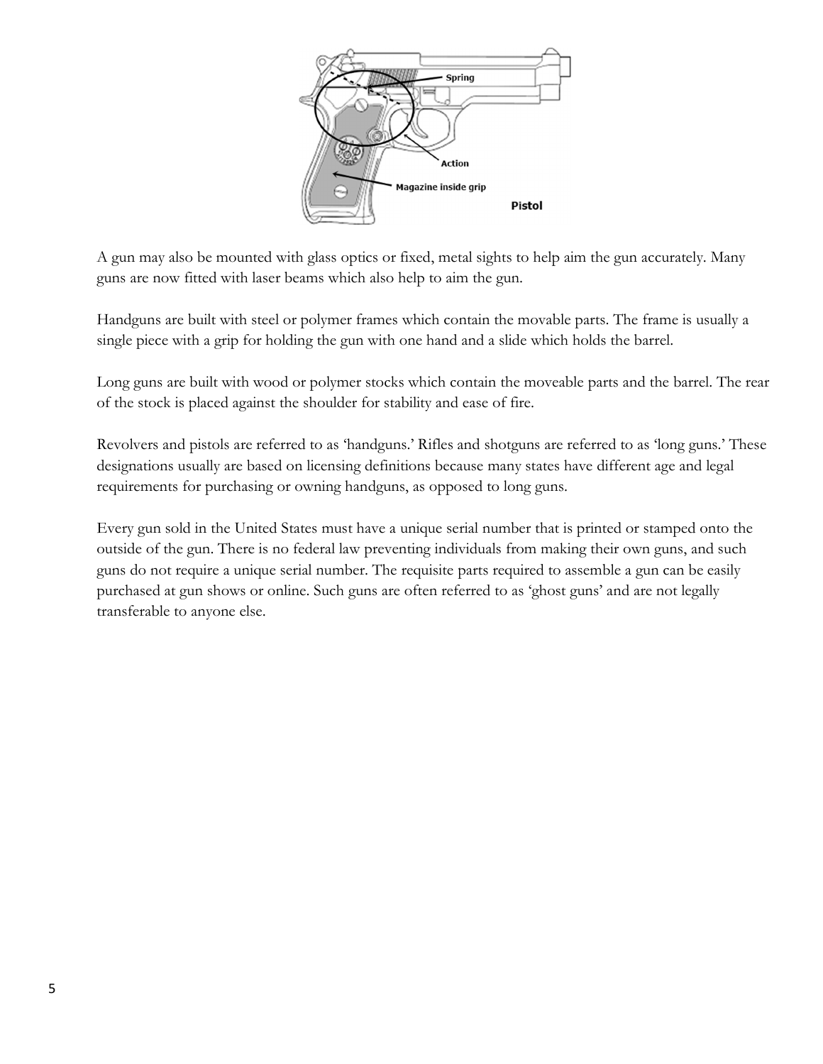A gun may also be mounted with glass optics or fixed, metal sights to help aim the gun accurately. Many guns are now fitted with laser beams which also help to aim the gun.

Handguns are built with steel or polymer frames which contain the movable parts. The frame is usually a single piece with a grip for holding the gun with one hand and a slide which holds the barrel.

Long guns are built with wood or polymer stocks which contain the moveable parts and the barrel. The rear of the stock is placed against the shoulder for stability and ease of fire.

Revolvers and pistols are referred to as 'handguns.' Rifles and shotguns are referred to as 'long guns.' These designations usually are based on licensing definitions because many states have different age and legal requirements for purchasing or owning handguns, as opposed to long guns.

Every gun sold in the United States must have a unique serial number that is printed or stamped onto the outside of the gun. There is no federal law preventing individuals from making their own guns, and such guns do not require a unique serial number. The requisite parts required to assemble a gun can be easily purchased at gun shows or online. Such guns are often referred to as 'ghost guns' and are not legally transferable to anyone else.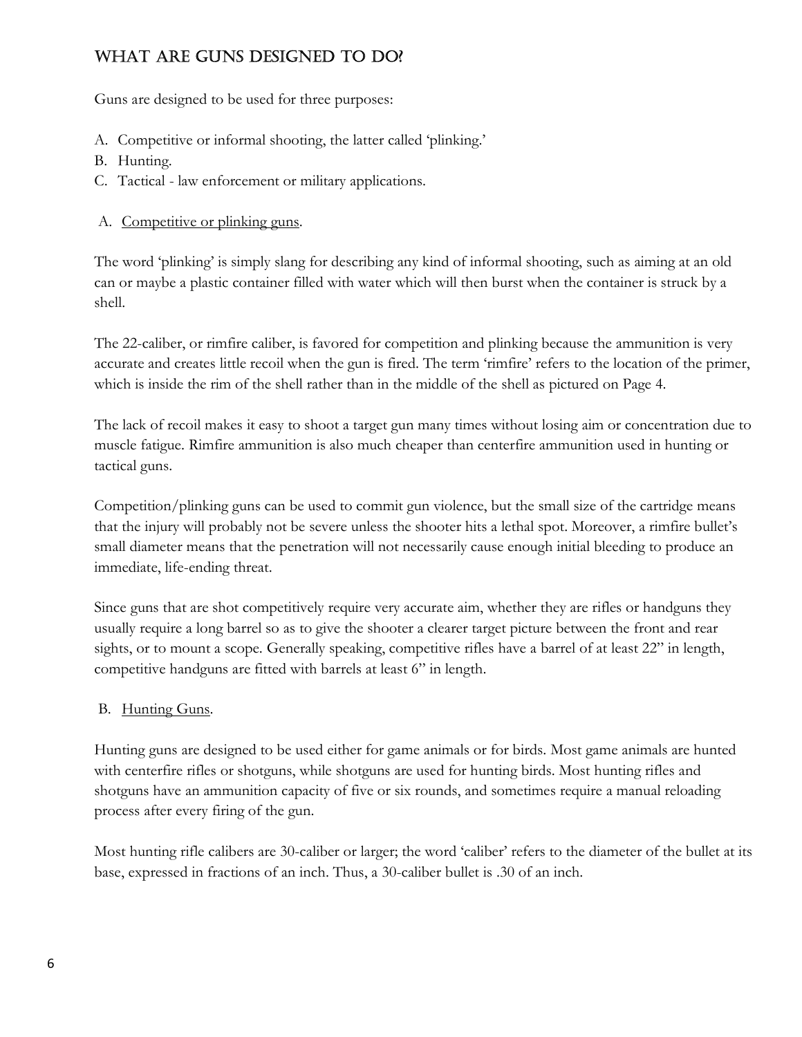## What Are Guns Designed To Do?

Guns are designed to be used for three purposes:

A. Competitive or informal shooting, the latter called 'plinking.'
B. Hunting.
C. Tactical - law enforcement or military applications.

A. Competitive or plinking guns.

The word 'plinking' is simply slang for describing any kind of informal shooting, such as aiming at an old can or maybe a plastic container filled with water which will then burst when the container is struck by a shell.

The 22-caliber, or rimfire caliber, is favored for competition and plinking because the ammunition is very accurate and creates little recoil when the gun is fired. The term 'rimfire' refers to the location of the primer, which is inside the rim of the shell rather than in the middle of the shell as pictured on Page 4.

The lack of recoil makes it easy to shoot a target gun many times without losing aim or concentration due to muscle fatigue. Rimfire ammunition is also much cheaper than centerfire ammunition used in hunting or tactical guns.

Competition/plinking guns can be used to commit gun violence, but the small size of the cartridge means that the injury will probably not be severe unless the shooter hits a lethal spot. Moreover, a rimfire bullet's small diameter means that the penetration will not necessarily cause enough initial bleeding to produce an immediate, life-ending threat.

Since guns that are shot competitively require very accurate aim, whether they are rifles or handguns they usually require a long barrel so as to give the shooter a clearer target picture between the front and rear sights, or to mount a scope. Generally speaking, competitive rifles have a barrel of at least 22" in length, competitive handguns are fitted with barrels at least 6" in length.

B. Hunting Guns.

Hunting guns are designed to be used either for game animals or for birds. Most game animals are hunted with centerfire rifles or shotguns, while shotguns are used for hunting birds. Most hunting rifles and shotguns have an ammunition capacity of five or six rounds, and sometimes require a manual reloading process after every firing of the gun.

Most hunting rifle calibers are 30-caliber or larger; the word 'caliber' refers to the diameter of the bullet at its base, expressed in fractions of an inch. Thus, a 30-caliber bullet is .30 of an inch.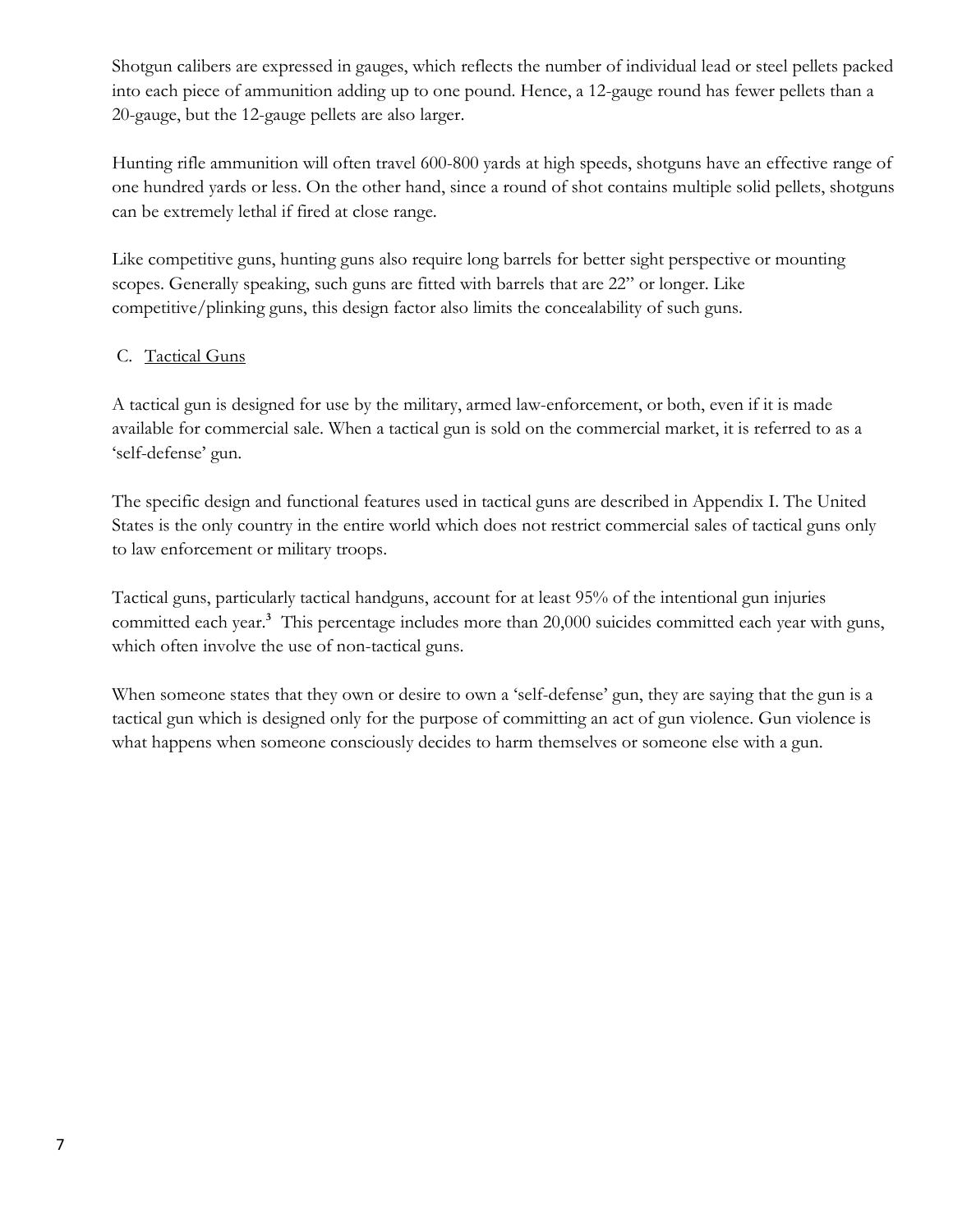Shotgun calibers are expressed in gauges, which reflects the number of individual lead or steel pellets packed into each piece of ammunition adding up to one pound. Hence, a 12-gauge round has fewer pellets than a 20-gauge, but the 12-gauge pellets are also larger.

Hunting rifle ammunition will often travel 600-800 yards at high speeds, shotguns have an effective range of one hundred yards or less. On the other hand, since a round of shot contains multiple solid pellets, shotguns can be extremely lethal if fired at close range.

Like competitive guns, hunting guns also require long barrels for better sight perspective or mounting scopes. Generally speaking, such guns are fitted with barrels that are 22" or longer. Like competitive/plinking guns, this design factor also limits the concealability of such guns.

C. Tactical Guns

A tactical gun is designed for use by the military, armed law-enforcement, or both, even if it is made available for commercial sale. When a tactical gun is sold on the commercial market, it is referred to as a 'self-defense' gun.

The specific design and functional features used in tactical guns are described in Appendix I. The United States is the only country in the entire world which does not restrict commercial sales of tactical guns only to law enforcement or military troops.

Tactical guns, particularly tactical handguns, account for at least 95% of the intentional gun injuries committed each year.[3] This percentage includes more than 20,000 suicides committed each year with guns, which often involve the use of non-tactical guns.

When someone states that they own or desire to own a 'self-defense' gun, they are saying that the gun is a tactical gun which is designed only for the purpose of committing an act of gun violence. Gun violence is what happens when someone consciously decides to harm themselves or someone else with a gun.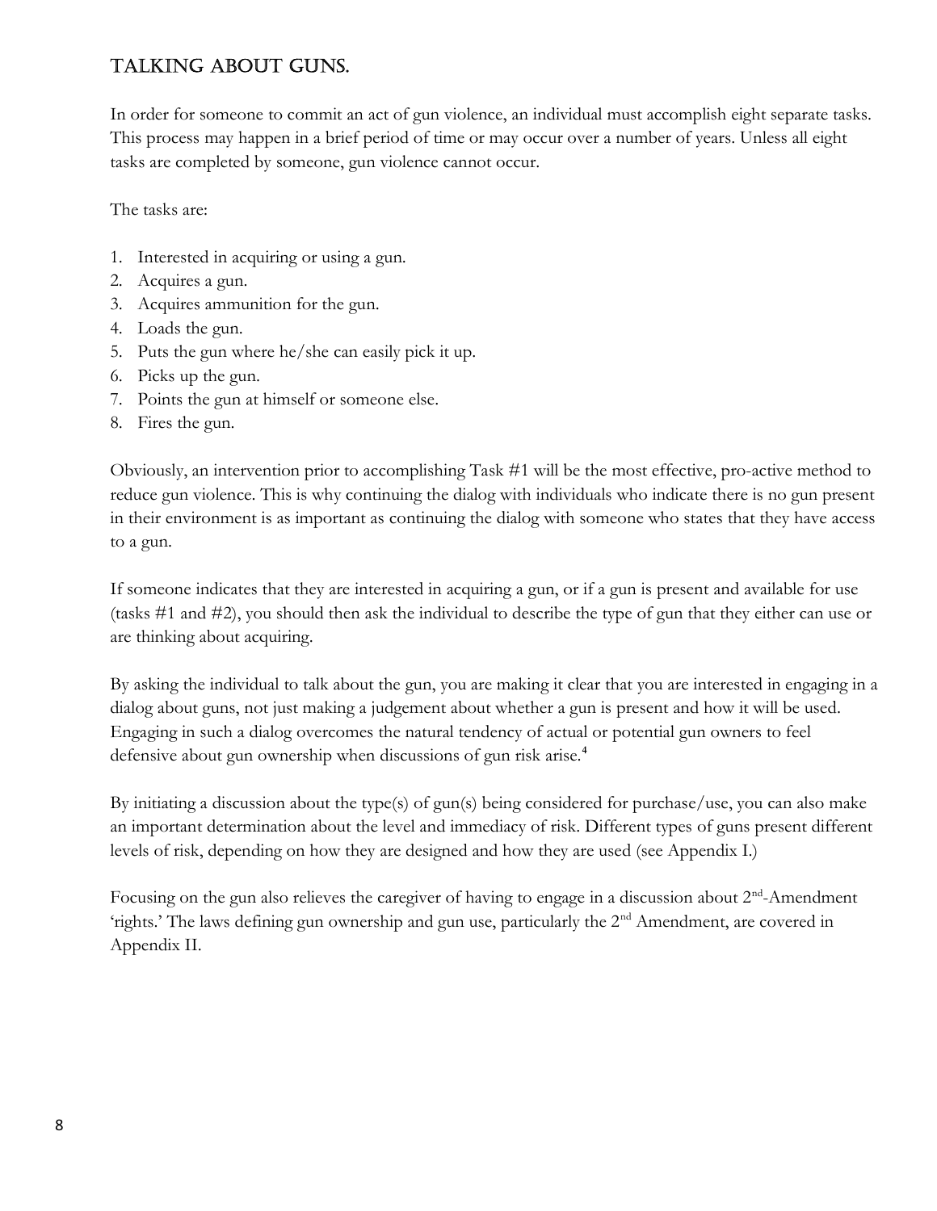## TALKING ABOUT GUNS.

In order for someone to commit an act of gun violence, an individual must accomplish eight separate tasks. This process may happen in a brief period of time or may occur over a number of years. Unless all eight tasks are completed by someone, gun violence cannot occur.

The tasks are:

1. Interested in acquiring or using a gun.
2. Acquires a gun.
3. Acquires ammunition for the gun.
4. Loads the gun.
5. Puts the gun where he/she can easily pick it up.
6. Picks up the gun.
7. Points the gun at himself or someone else.
8. Fires the gun.

Obviously, an intervention prior to accomplishing Task #1 will be the most effective, pro-active method to reduce gun violence. This is why continuing the dialog with individuals who indicate there is no gun present in their environment is as important as continuing the dialog with someone who states that they have access to a gun.

If someone indicates that they are interested in acquiring a gun, or if a gun is present and available for use (tasks #1 and #2), you should then ask the individual to describe the type of gun that they either can use or are thinking about acquiring.

By asking the individual to talk about the gun, you are making it clear that you are interested in engaging in a dialog about guns, not just making a judgement about whether a gun is present and how it will be used. Engaging in such a dialog overcomes the natural tendency of actual or potential gun owners to feel defensive about gun ownership when discussions of gun risk arise.[4]

By initiating a discussion about the type(s) of gun(s) being considered for purchase/use, you can also make an important determination about the level and immediacy of risk. Different types of guns present different levels of risk, depending on how they are designed and how they are used (see Appendix I.)

Focusing on the gun also relieves the caregiver of having to engage in a discussion about 2nd-Amendment 'rights.' The laws defining gun ownership and gun use, particularly the 2nd Amendment, are covered in Appendix II.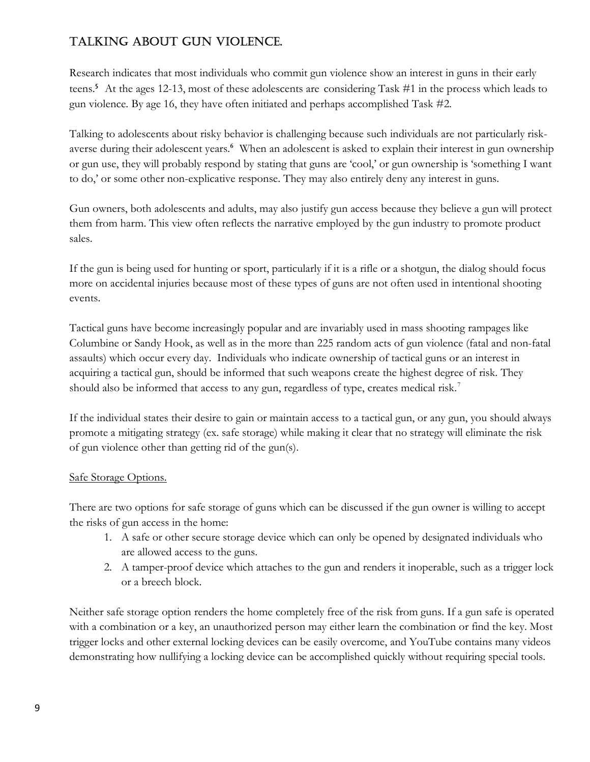## Talking About Gun Violence.

Research indicates that most individuals who commit gun violence show an interest in guns in their early teens.[5] At the ages 12-13, most of these adolescents are considering Task #1 in the process which leads to gun violence. By age 16, they have often initiated and perhaps accomplished Task #2.

Talking to adolescents about risky behavior is challenging because such individuals are not particularly risk-averse during their adolescent years.[6] When an adolescent is asked to explain their interest in gun ownership or gun use, they will probably respond by stating that guns are 'cool,' or gun ownership is 'something I want to do,' or some other non-explicative response. They may also entirely deny any interest in guns.

Gun owners, both adolescents and adults, may also justify gun access because they believe a gun will protect them from harm. This view often reflects the narrative employed by the gun industry to promote product sales.

If the gun is being used for hunting or sport, particularly if it is a rifle or a shotgun, the dialog should focus more on accidental injuries because most of these types of guns are not often used in intentional shooting events.

Tactical guns have become increasingly popular and are invariably used in mass shooting rampages like Columbine or Sandy Hook, as well as in the more than 225 random acts of gun violence (fatal and non-fatal assaults) which occur every day. Individuals who indicate ownership of tactical guns or an interest in acquiring a tactical gun, should be informed that such weapons create the highest degree of risk. They should also be informed that access to any gun, regardless of type, creates medical risk.[7]

If the individual states their desire to gain or maintain access to a tactical gun, or any gun, you should always promote a mitigating strategy (ex. safe storage) while making it clear that no strategy will eliminate the risk of gun violence other than getting rid of the gun(s).

### Safe Storage Options.

There are two options for safe storage of guns which can be discussed if the gun owner is willing to accept the risks of gun access in the home:

1. A safe or other secure storage device which can only be opened by designated individuals who are allowed access to the guns.
2. A tamper-proof device which attaches to the gun and renders it inoperable, such as a trigger lock or a breech block.

Neither safe storage option renders the home completely free of the risk from guns. If a gun safe is operated with a combination or a key, an unauthorized person may either learn the combination or find the key. Most trigger locks and other external locking devices can be easily overcome, and YouTube contains many videos demonstrating how nullifying a locking device can be accomplished quickly without requiring special tools.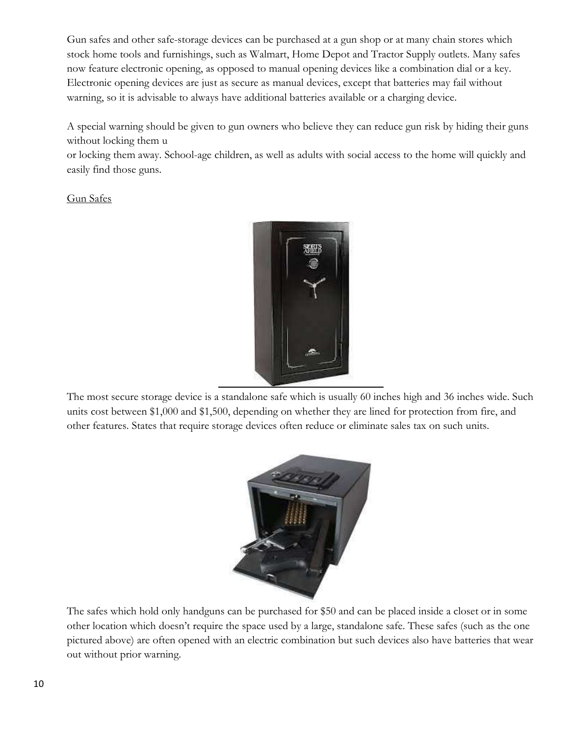Gun safes and other safe-storage devices can be purchased at a gun shop or at many chain stores which stock home tools and furnishings, such as Walmart, Home Depot and Tractor Supply outlets. Many safes now feature electronic opening, as opposed to manual opening devices like a combination dial or a key. Electronic opening devices are just as secure as manual devices, except that batteries may fail without warning, so it is advisable to always have additional batteries available or a charging device.

A special warning should be given to gun owners who believe they can reduce gun risk by hiding their guns without locking them u
or locking them away. School-age children, as well as adults with social access to the home will quickly and easily find those guns.

Gun Safes

The most secure storage device is a standalone safe which is usually 60 inches high and 36 inches wide. Such units cost between $1,000 and $1,500, depending on whether they are lined for protection from fire, and other features. States that require storage devices often reduce or eliminate sales tax on such units.

The safes which hold only handguns can be purchased for $50 and can be placed inside a closet or in some other location which doesn't require the space used by a large, standalone safe. These safes (such as the one pictured above) are often opened with an electric combination but such devices also have batteries that wear out without prior warning.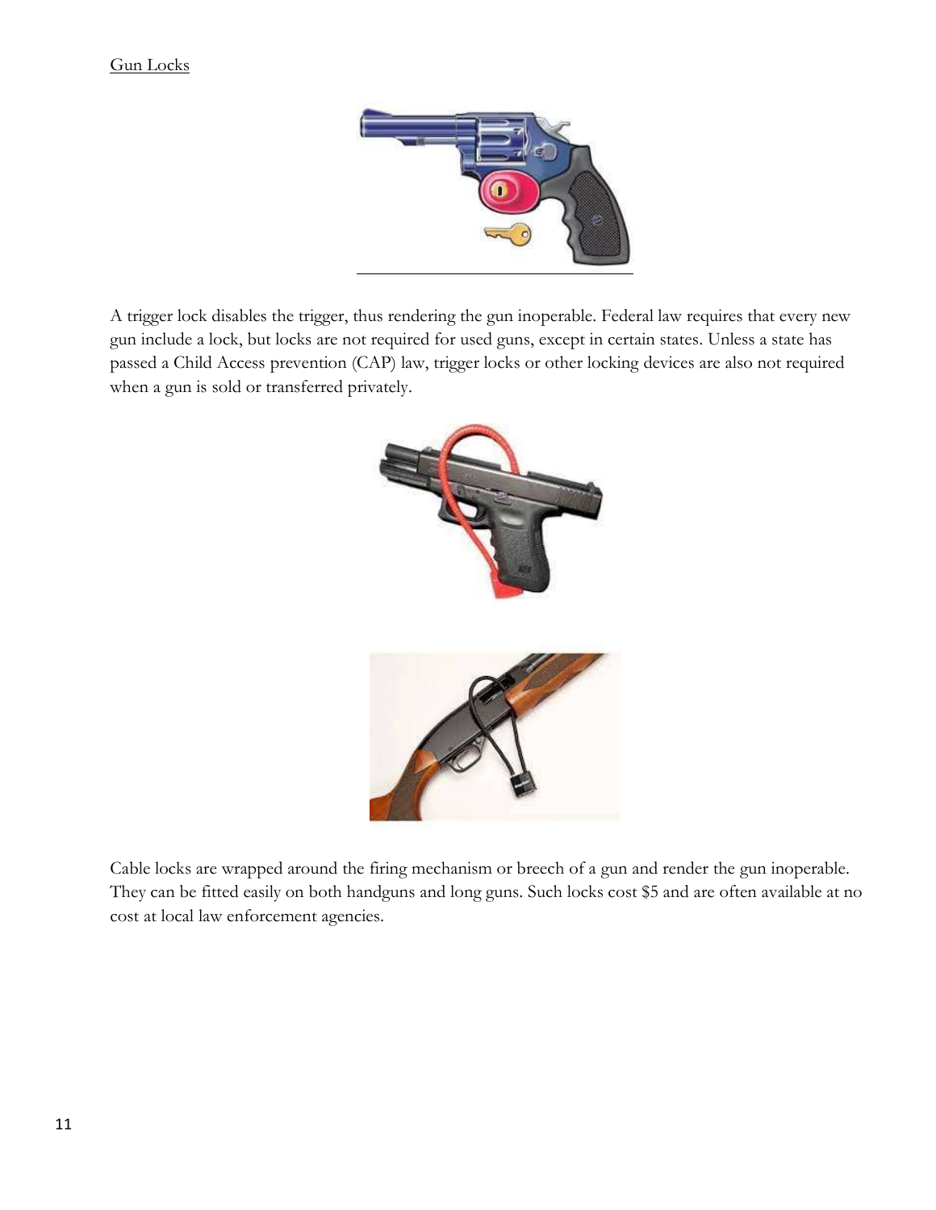Gun Locks

A trigger lock disables the trigger, thus rendering the gun inoperable. Federal law requires that every new gun include a lock, but locks are not required for used guns, except in certain states. Unless a state has passed a Child Access prevention (CAP) law, trigger locks or other locking devices are also not required when a gun is sold or transferred privately.

Cable locks are wrapped around the firing mechanism or breech of a gun and render the gun inoperable. They can be fitted easily on both handguns and long guns. Such locks cost $5 and are often available at no cost at local law enforcement agencies.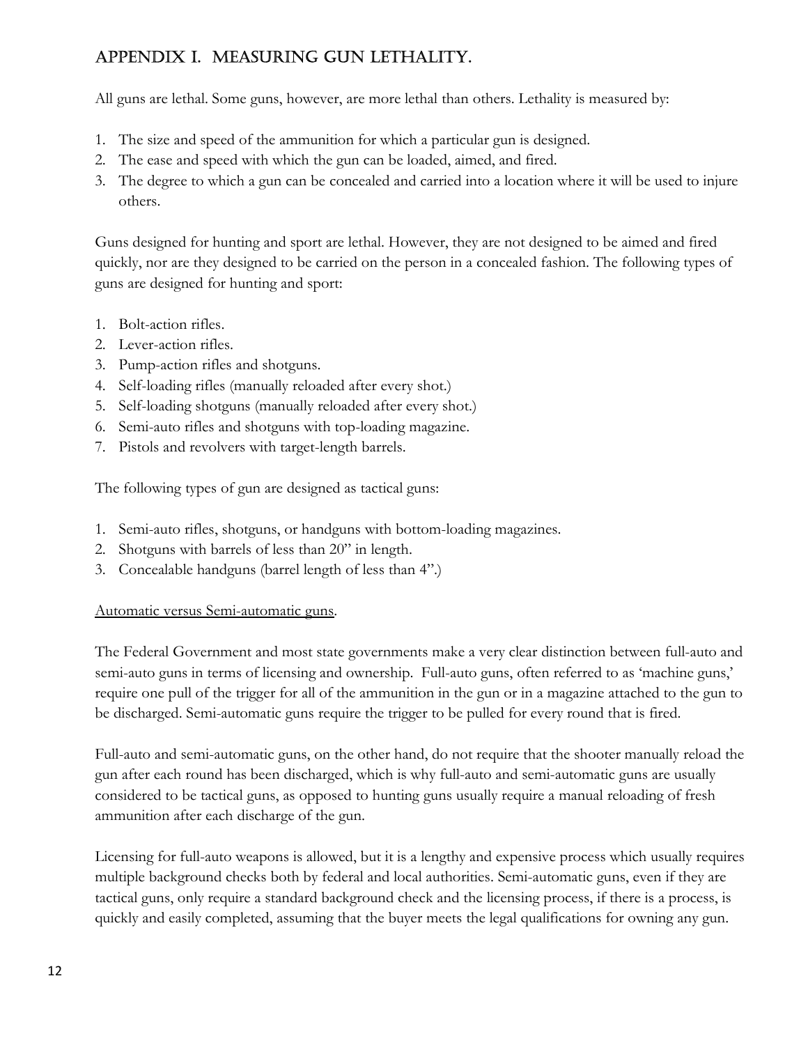## APPENDIX I. MEASURING GUN LETHALITY.

All guns are lethal. Some guns, however, are more lethal than others. Lethality is measured by:

1. The size and speed of the ammunition for which a particular gun is designed.
2. The ease and speed with which the gun can be loaded, aimed, and fired.
3. The degree to which a gun can be concealed and carried into a location where it will be used to injure others.

Guns designed for hunting and sport are lethal. However, they are not designed to be aimed and fired quickly, nor are they designed to be carried on the person in a concealed fashion. The following types of guns are designed for hunting and sport:

1. Bolt-action rifles.
2. Lever-action rifles.
3. Pump-action rifles and shotguns.
4. Self-loading rifles (manually reloaded after every shot.)
5. Self-loading shotguns (manually reloaded after every shot.)
6. Semi-auto rifles and shotguns with top-loading magazine.
7. Pistols and revolvers with target-length barrels.

The following types of gun are designed as tactical guns:

1. Semi-auto rifles, shotguns, or handguns with bottom-loading magazines.
2. Shotguns with barrels of less than 20" in length.
3. Concealable handguns (barrel length of less than 4".)

<u>Automatic versus Semi-automatic guns</u>.

The Federal Government and most state governments make a very clear distinction between full-auto and semi-auto guns in terms of licensing and ownership. Full-auto guns, often referred to as 'machine guns,' require one pull of the trigger for all of the ammunition in the gun or in a magazine attached to the gun to be discharged. Semi-automatic guns require the trigger to be pulled for every round that is fired.

Full-auto and semi-automatic guns, on the other hand, do not require that the shooter manually reload the gun after each round has been discharged, which is why full-auto and semi-automatic guns are usually considered to be tactical guns, as opposed to hunting guns usually require a manual reloading of fresh ammunition after each discharge of the gun.

Licensing for full-auto weapons is allowed, but it is a lengthy and expensive process which usually requires multiple background checks both by federal and local authorities. Semi-automatic guns, even if they are tactical guns, only require a standard background check and the licensing process, if there is a process, is quickly and easily completed, assuming that the buyer meets the legal qualifications for owning any gun.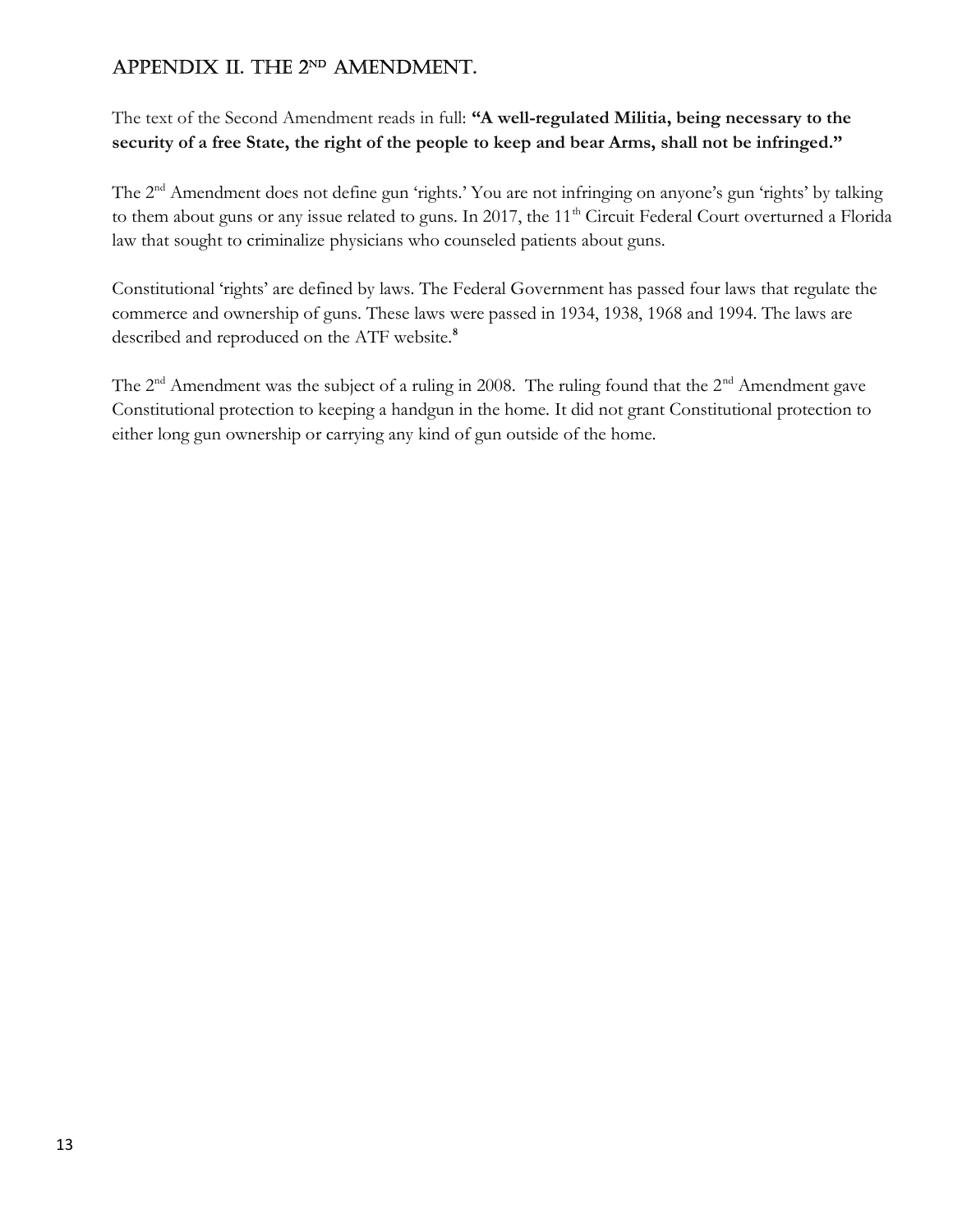## APPENDIX II. THE 2ND AMENDMENT.

The text of the Second Amendment reads in full: **"A well-regulated Militia, being necessary to the security of a free State, the right of the people to keep and bear Arms, shall not be infringed."**

The 2nd Amendment does not define gun 'rights.' You are not infringing on anyone's gun 'rights' by talking to them about guns or any issue related to guns. In 2017, the 11th Circuit Federal Court overturned a Florida law that sought to criminalize physicians who counseled patients about guns.

Constitutional 'rights' are defined by laws. The Federal Government has passed four laws that regulate the commerce and ownership of guns. These laws were passed in 1934, 1938, 1968 and 1994. The laws are described and reproduced on the ATF website.[8]

The 2nd Amendment was the subject of a ruling in 2008. The ruling found that the 2nd Amendment gave Constitutional protection to keeping a handgun in the home. It did not grant Constitutional protection to either long gun ownership or carrying any kind of gun outside of the home.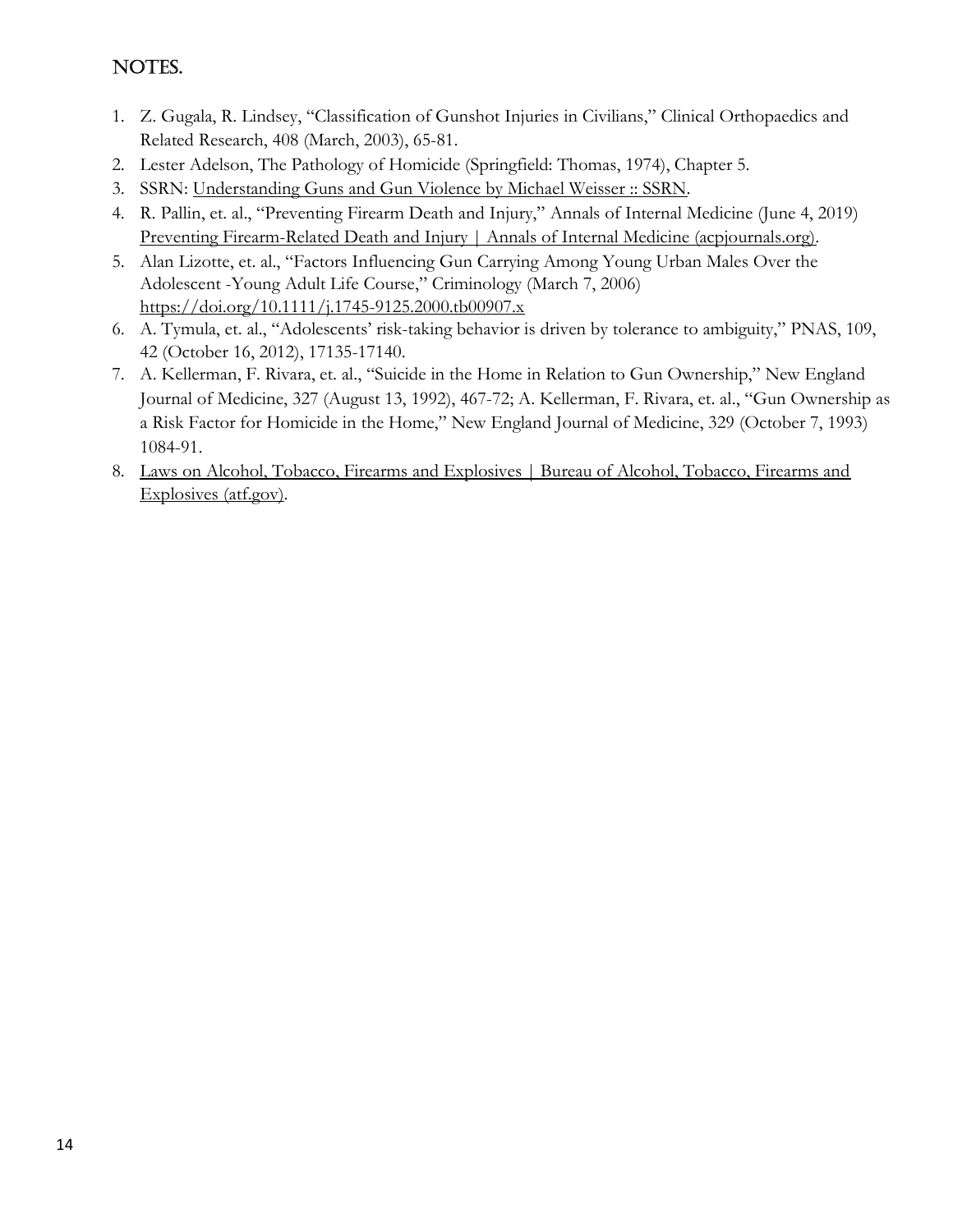# NOTES.

1. Z. Gugala, R. Lindsey, "Classification of Gunshot Injuries in Civilians," Clinical Orthopaedics and Related Research, 408 (March, 2003), 65-81.
2. Lester Adelson, The Pathology of Homicide (Springfield: Thomas, 1974), Chapter 5.
3. SSRN: Understanding Guns and Gun Violence by Michael Weisser :: SSRN.
4. R. Pallin, et. al., "Preventing Firearm Death and Injury," Annals of Internal Medicine (June 4, 2019) Preventing Firearm-Related Death and Injury | Annals of Internal Medicine (acpjournals.org).
5. Alan Lizotte, et. al., "Factors Influencing Gun Carrying Among Young Urban Males Over the Adolescent -Young Adult Life Course," Criminology (March 7, 2006) https://doi.org/10.1111/j.1745-9125.2000.tb00907.x
6. A. Tymula, et. al., "Adolescents' risk-taking behavior is driven by tolerance to ambiguity," PNAS, 109, 42 (October 16, 2012), 17135-17140.
7. A. Kellerman, F. Rivara, et. al., "Suicide in the Home in Relation to Gun Ownership," New England Journal of Medicine, 327 (August 13, 1992), 467-72; A. Kellerman, F. Rivara, et. al., "Gun Ownership as a Risk Factor for Homicide in the Home," New England Journal of Medicine, 329 (October 7, 1993) 1084-91.
8. Laws on Alcohol, Tobacco, Firearms and Explosives | Bureau of Alcohol, Tobacco, Firearms and Explosives (atf.gov).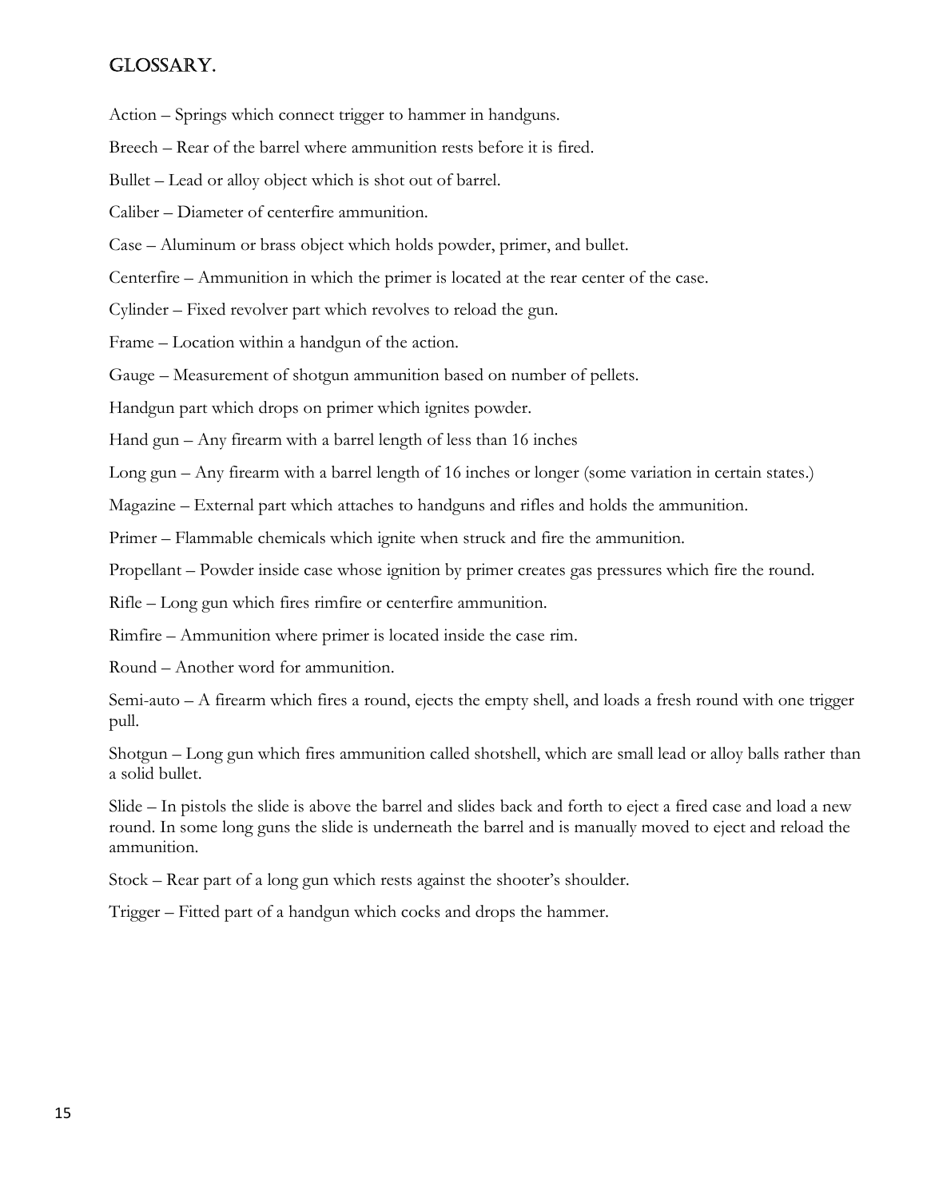## GLOSSARY.

Action – Springs which connect trigger to hammer in handguns.

Breech – Rear of the barrel where ammunition rests before it is fired.

Bullet – Lead or alloy object which is shot out of barrel.

Caliber – Diameter of centerfire ammunition.

Case – Aluminum or brass object which holds powder, primer, and bullet.

Centerfire – Ammunition in which the primer is located at the rear center of the case.

Cylinder – Fixed revolver part which revolves to reload the gun.

Frame – Location within a handgun of the action.

Gauge – Measurement of shotgun ammunition based on number of pellets.

Handgun part which drops on primer which ignites powder.

Hand gun – Any firearm with a barrel length of less than 16 inches

Long gun – Any firearm with a barrel length of 16 inches or longer (some variation in certain states.)

Magazine – External part which attaches to handguns and rifles and holds the ammunition.

Primer – Flammable chemicals which ignite when struck and fire the ammunition.

Propellant – Powder inside case whose ignition by primer creates gas pressures which fire the round.

Rifle – Long gun which fires rimfire or centerfire ammunition.

Rimfire – Ammunition where primer is located inside the case rim.

Round – Another word for ammunition.

Semi-auto – A firearm which fires a round, ejects the empty shell, and loads a fresh round with one trigger pull.

Shotgun – Long gun which fires ammunition called shotshell, which are small lead or alloy balls rather than a solid bullet.

Slide – In pistols the slide is above the barrel and slides back and forth to eject a fired case and load a new round. In some long guns the slide is underneath the barrel and is manually moved to eject and reload the ammunition.

Stock – Rear part of a long gun which rests against the shooter's shoulder.

Trigger – Fitted part of a handgun which cocks and drops the hammer.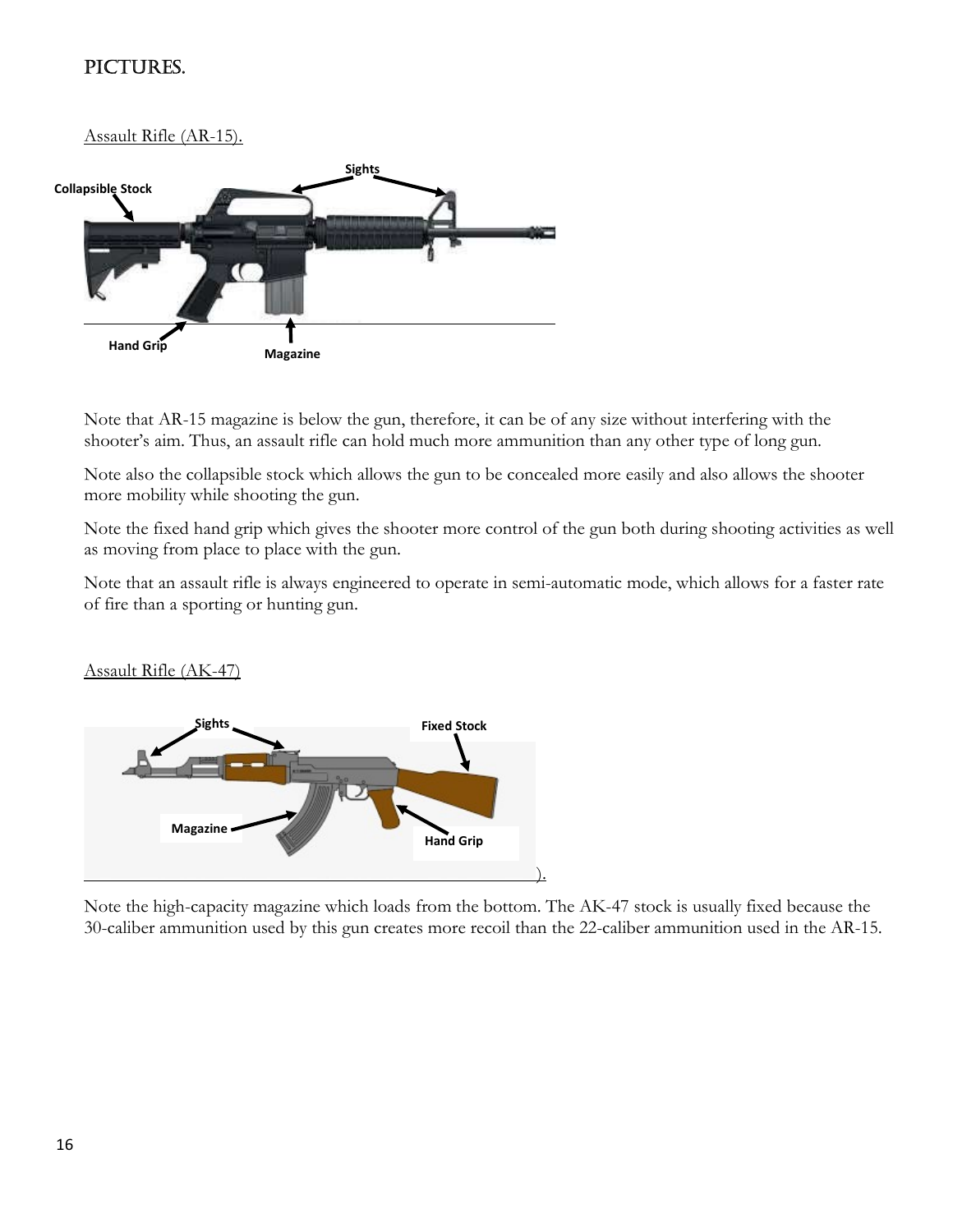# PICTURES.

Assault Rifle (AR-15).

Note that AR-15 magazine is below the gun, therefore, it can be of any size without interfering with the shooter's aim. Thus, an assault rifle can hold much more ammunition than any other type of long gun.

Note also the collapsible stock which allows the gun to be concealed more easily and also allows the shooter more mobility while shooting the gun.

Note the fixed hand grip which gives the shooter more control of the gun both during shooting activities as well as moving from place to place with the gun.

Note that an assault rifle is always engineered to operate in semi-automatic mode, which allows for a faster rate of fire than a sporting or hunting gun.

Assault Rifle (AK-47)

).

Note the high-capacity magazine which loads from the bottom. The AK-47 stock is usually fixed because the 30-caliber ammunition used by this gun creates more recoil than the 22-caliber ammunition used in the AR-15.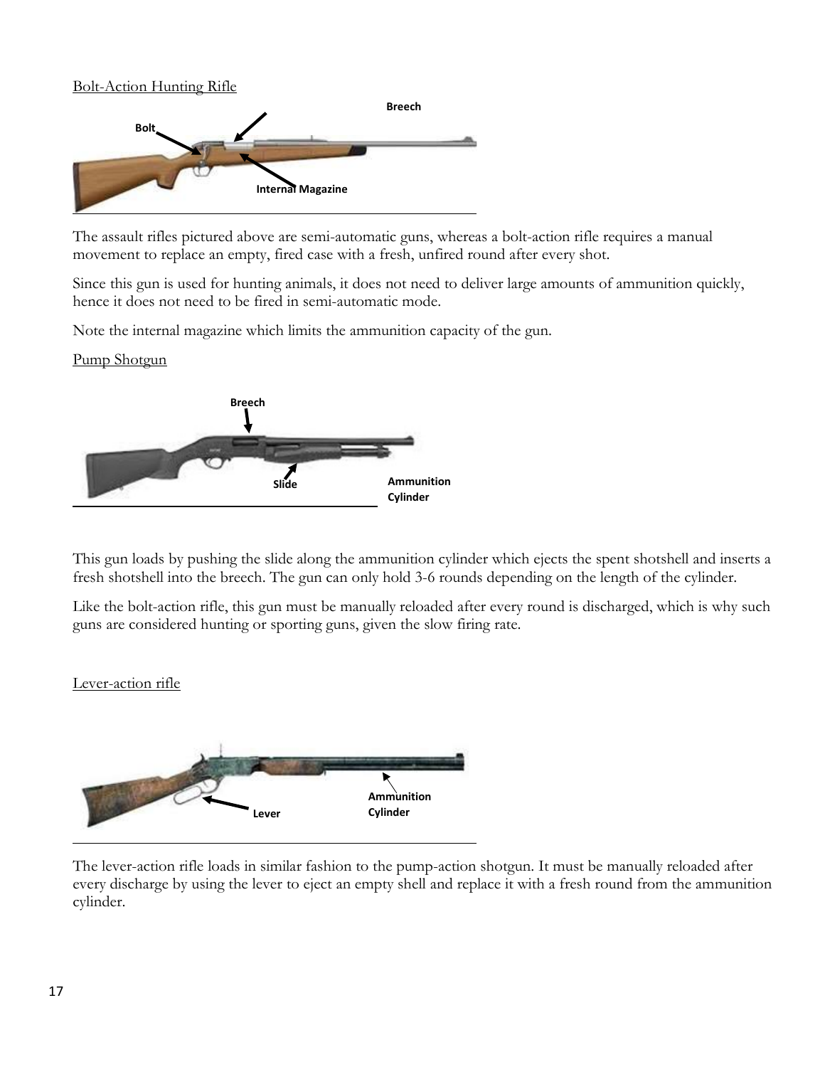Bolt-Action Hunting Rifle

The assault rifles pictured above are semi-automatic guns, whereas a bolt-action rifle requires a manual movement to replace an empty, fired case with a fresh, unfired round after every shot.

Since this gun is used for hunting animals, it does not need to deliver large amounts of ammunition quickly, hence it does not need to be fired in semi-automatic mode.

Note the internal magazine which limits the ammunition capacity of the gun.

Pump Shotgun

This gun loads by pushing the slide along the ammunition cylinder which ejects the spent shotshell and inserts a fresh shotshell into the breech. The gun can only hold 3-6 rounds depending on the length of the cylinder.

Like the bolt-action rifle, this gun must be manually reloaded after every round is discharged, which is why such guns are considered hunting or sporting guns, given the slow firing rate.

Lever-action rifle

The lever-action rifle loads in similar fashion to the pump-action shotgun. It must be manually reloaded after every discharge by using the lever to eject an empty shell and replace it with a fresh round from the ammunition cylinder.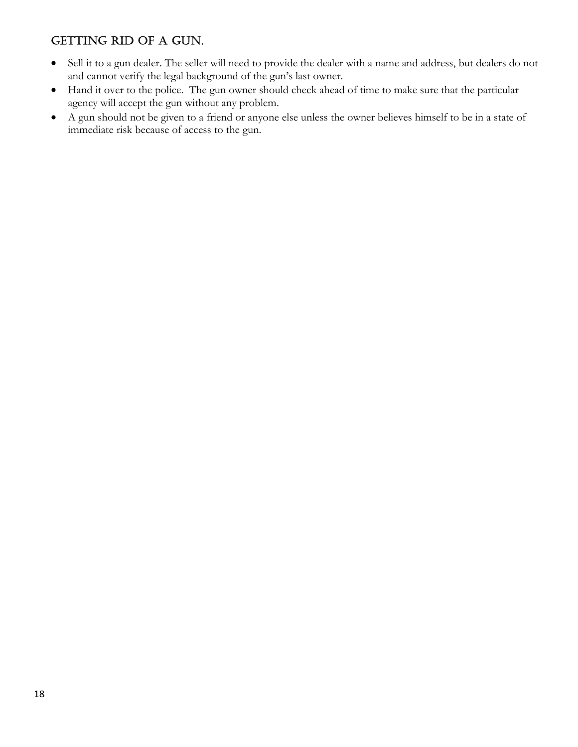## Getting rid of a gun.

- Sell it to a gun dealer. The seller will need to provide the dealer with a name and address, but dealers do not and cannot verify the legal background of the gun's last owner.
- Hand it over to the police. The gun owner should check ahead of time to make sure that the particular agency will accept the gun without any problem.
- A gun should not be given to a friend or anyone else unless the owner believes himself to be in a state of immediate risk because of access to the gun.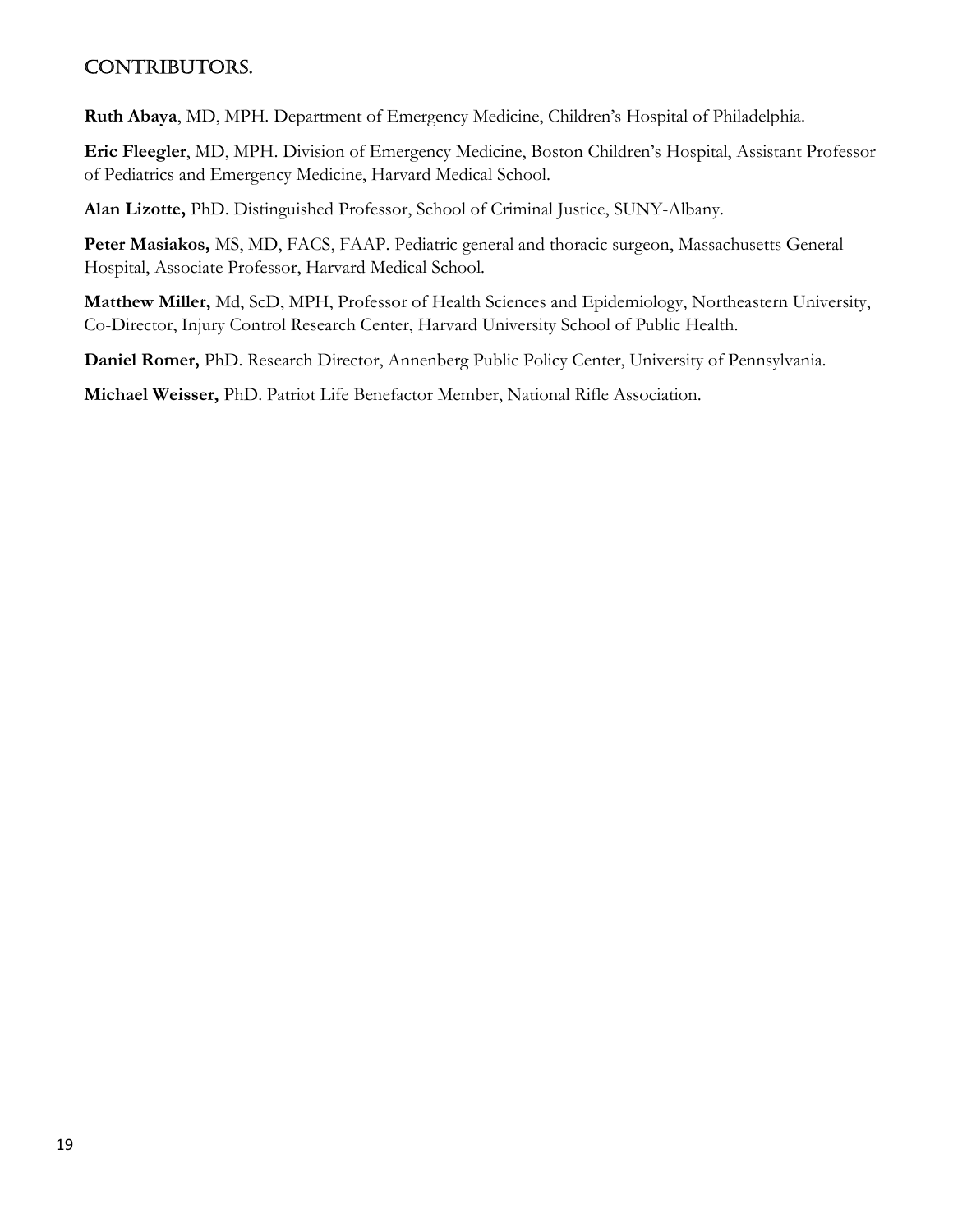## CONTRIBUTORS.

**Ruth Abaya**, MD, MPH. Department of Emergency Medicine, Children's Hospital of Philadelphia.

**Eric Fleegler**, MD, MPH. Division of Emergency Medicine, Boston Children's Hospital, Assistant Professor of Pediatrics and Emergency Medicine, Harvard Medical School.

**Alan Lizotte,** PhD. Distinguished Professor, School of Criminal Justice, SUNY-Albany.

**Peter Masiakos,** MS, MD, FACS, FAAP. Pediatric general and thoracic surgeon, Massachusetts General Hospital, Associate Professor, Harvard Medical School.

**Matthew Miller,** Md, ScD, MPH, Professor of Health Sciences and Epidemiology, Northeastern University, Co-Director, Injury Control Research Center, Harvard University School of Public Health.

**Daniel Romer,** PhD. Research Director, Annenberg Public Policy Center, University of Pennsylvania.

**Michael Weisser,** PhD. Patriot Life Benefactor Member, National Rifle Association.